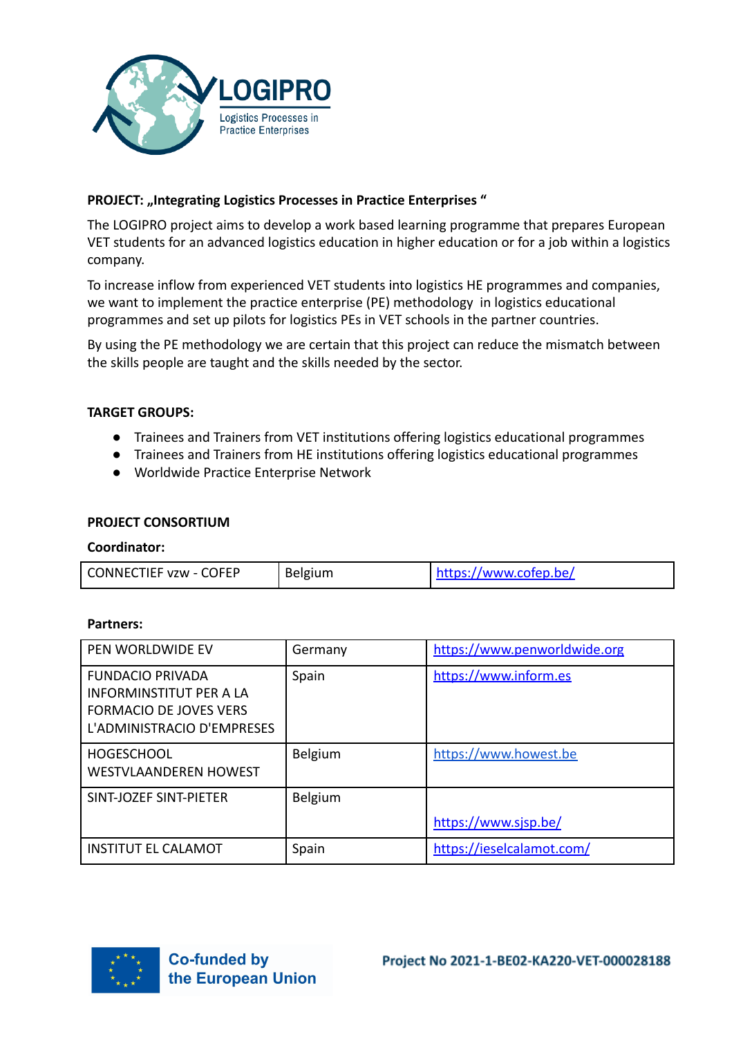LOGIPRO

Logistics Processes in Practice Enterprises

**PROJECT: „Integrating Logistics Processes in Practice Enterprises "**

The LOGIPRO project aims to develop a work based learning programme that prepares European VET students for an advanced logistics education in higher education or for a job within a logistics company.

To increase inflow from experienced VET students into logistics HE programmes and companies, we want to implement the practice enterprise (PE) methodology in logistics educational programmes and set up pilots for logistics PEs in VET schools in the partner countries.

By using the PE methodology we are certain that this project can reduce the mismatch between the skills people are taught and the skills needed by the sector.

**TARGET GROUPS:**

- Trainees and Trainers from VET institutions offering logistics educational programmes
- Trainees and Trainers from HE institutions offering logistics educational programmes
- Worldwide Practice Enterprise Network

**PROJECT CONSORTIUM**

**Coordinator:**

| CONNECTIEF vzw - COFEP | Belgium | https://www.cofep.be/ |
|---|---|---|

**Partners:**

| PEN WORLDWIDE EV | Germany | https://www.penworldwide.org |
|---|---|---|
| FUNDACIO PRIVADA INFORMINSTITUT PER A LA FORMACIO DE JOVES VERS L'ADMINISTRACIO D'EMPRESES | Spain | https://www.inform.es |
| HOGESCHOOL WESTVLAANDEREN HOWEST | Belgium | https://www.howest.be |
| SINT-JOZEF SINT-PIETER | Belgium | https://www.sjsp.be/ |
| INSTITUT EL CALAMOT | Spain | https://ieselcalamot.com/ |

Co-funded by the European Union

Project No 2021-1-BE02-KA220-VET-000028188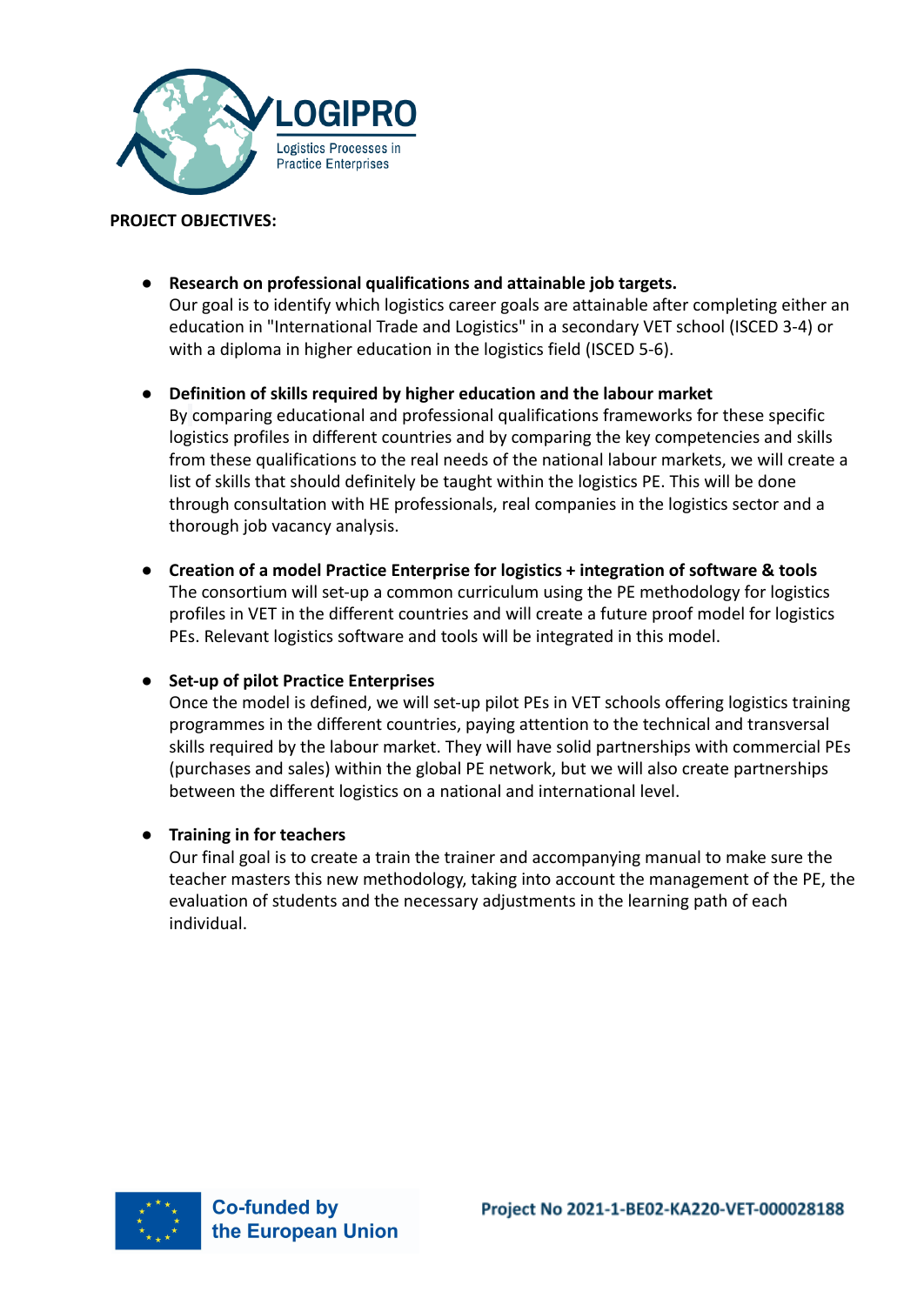**PROJECT OBJECTIVES:**

- **Research on professional qualifications and attainable job targets.**
  Our goal is to identify which logistics career goals are attainable after completing either an education in "International Trade and Logistics" in a secondary VET school (ISCED 3-4) or with a diploma in higher education in the logistics field (ISCED 5-6).

- **Definition of skills required by higher education and the labour market**
  By comparing educational and professional qualifications frameworks for these specific logistics profiles in different countries and by comparing the key competencies and skills from these qualifications to the real needs of the national labour markets, we will create a list of skills that should definitely be taught within the logistics PE. This will be done through consultation with HE professionals, real companies in the logistics sector and a thorough job vacancy analysis.

- **Creation of a model Practice Enterprise for logistics + integration of software & tools**
  The consortium will set-up a common curriculum using the PE methodology for logistics profiles in VET in the different countries and will create a future proof model for logistics PEs. Relevant logistics software and tools will be integrated in this model.

- **Set-up of pilot Practice Enterprises**
  Once the model is defined, we will set-up pilot PEs in VET schools offering logistics training programmes in the different countries, paying attention to the technical and transversal skills required by the labour market. They will have solid partnerships with commercial PEs (purchases and sales) within the global PE network, but we will also create partnerships between the different logistics on a national and international level.

- **Training in for teachers**
  Our final goal is to create a train the trainer and accompanying manual to make sure the teacher masters this new methodology, taking into account the management of the PE, the evaluation of students and the necessary adjustments in the learning path of each individual.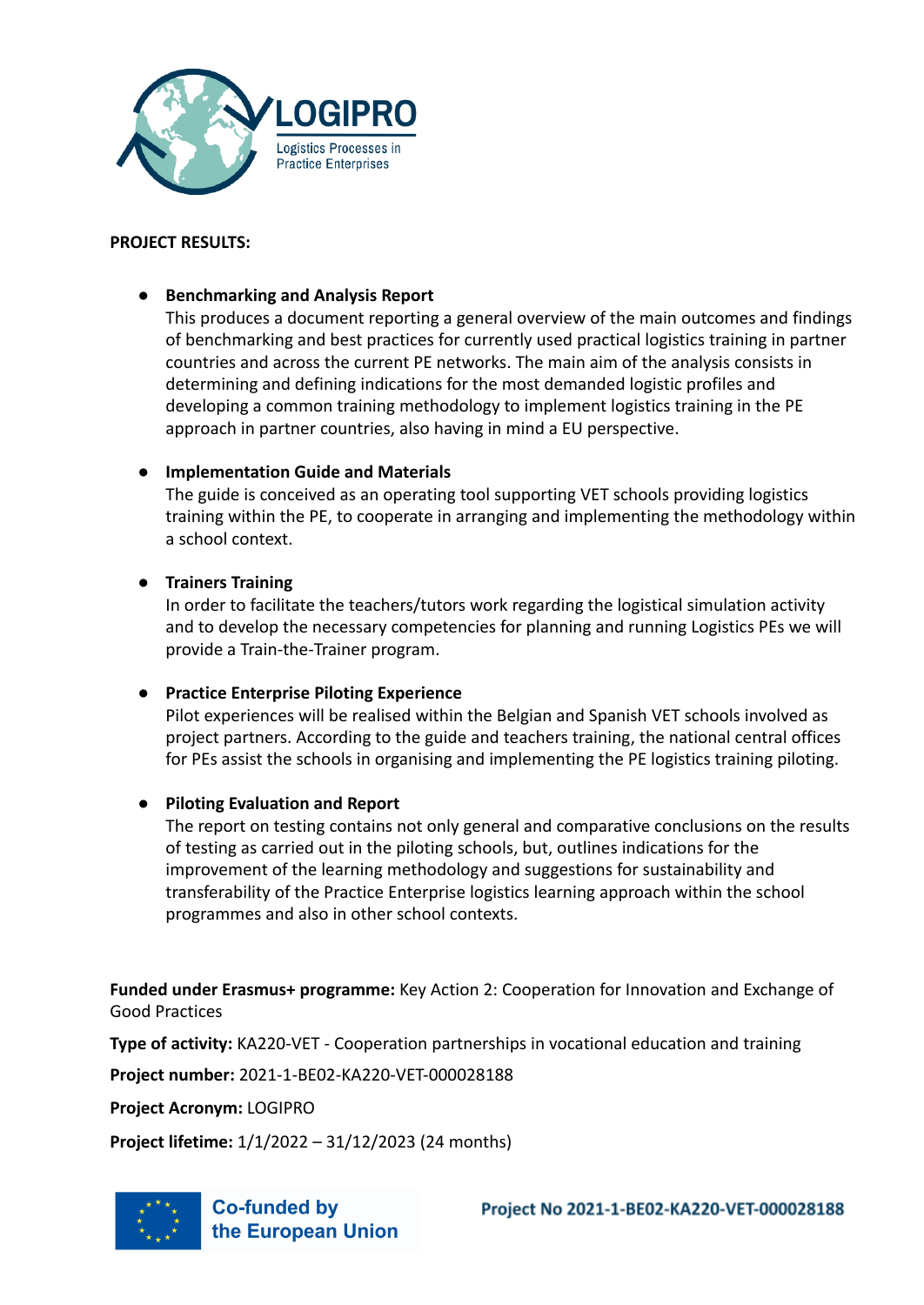LOGIPRO

Logistics Processes in Practice Enterprises

**PROJECT RESULTS:**

- **Benchmarking and Analysis Report**
  This produces a document reporting a general overview of the main outcomes and findings of benchmarking and best practices for currently used practical logistics training in partner countries and across the current PE networks. The main aim of the analysis consists in determining and defining indications for the most demanded logistic profiles and developing a common training methodology to implement logistics training in the PE approach in partner countries, also having in mind a EU perspective.

- **Implementation Guide and Materials**
  The guide is conceived as an operating tool supporting VET schools providing logistics training within the PE, to cooperate in arranging and implementing the methodology within a school context.

- **Trainers Training**
  In order to facilitate the teachers/tutors work regarding the logistical simulation activity and to develop the necessary competencies for planning and running Logistics PEs we will provide a Train-the-Trainer program.

- **Practice Enterprise Piloting Experience**
  Pilot experiences will be realised within the Belgian and Spanish VET schools involved as project partners. According to the guide and teachers training, the national central offices for PEs assist the schools in organising and implementing the PE logistics training piloting.

- **Piloting Evaluation and Report**
  The report on testing contains not only general and comparative conclusions on the results of testing as carried out in the piloting schools, but, outlines indications for the improvement of the learning methodology and suggestions for sustainability and transferability of the Practice Enterprise logistics learning approach within the school programmes and also in other school contexts.

**Funded under Erasmus+ programme:** Key Action 2: Cooperation for Innovation and Exchange of Good Practices

**Type of activity:** KA220-VET - Cooperation partnerships in vocational education and training

**Project number:** 2021-1-BE02-KA220-VET-000028188

**Project Acronym:** LOGIPRO

**Project lifetime:** 1/1/2022 – 31/12/2023 (24 months)

Co-funded by the European Union

Project No 2021-1-BE02-KA220-VET-000028188